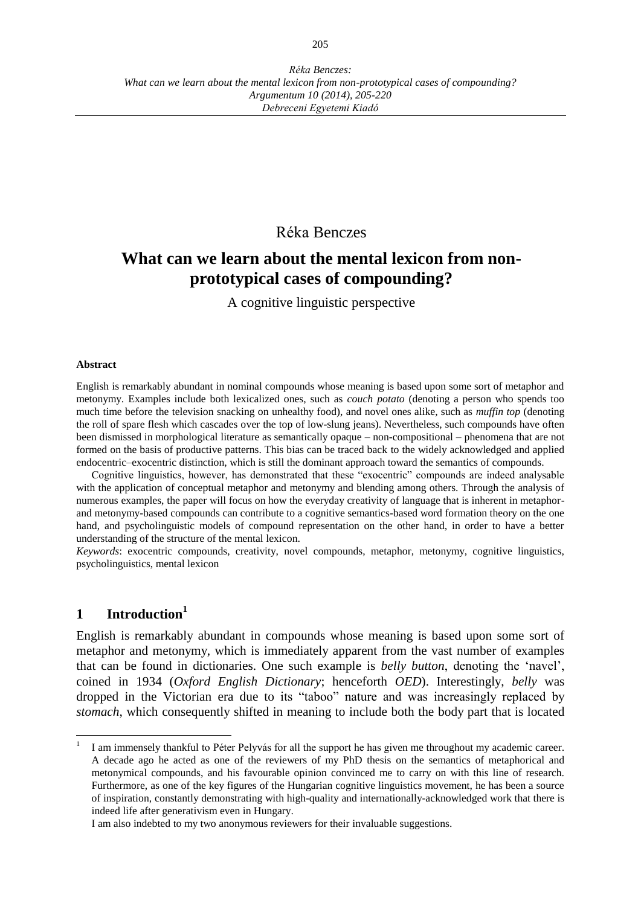Réka Benczes

# What can we learn about the mental lexicon from non-prototypical cases of compounding?

A cognitive linguistic perspective

#### Abstract

English is remarkably abundant in nominal compounds whose meaning is based upon some sort of metaphor and metonymy. Examples include both lexicalized ones, such as *couch potato* (denoting a person who spends too much time before the television snacking on unhealthy food), and novel ones alike, such as *muffin top* (denoting the roll of spare flesh which cascades over the top of low-slung jeans). Nevertheless, such compounds have often been dismissed in morphological literature as semantically opaque – non-compositional – phenomena that are not formed on the basis of productive patterns. This bias can be traced back to the widely acknowledged and applied endocentric–exocentric distinction, which is still the dominant approach toward the semantics of compounds.

Cognitive linguistics, however, has demonstrated that these "exocentric" compounds are indeed analysable with the application of conceptual metaphor and metonymy and blending among others. Through the analysis of numerous examples, the paper will focus on how the everyday creativity of language that is inherent in metaphor- and metonymy-based compounds can contribute to a cognitive semantics-based word formation theory on the one hand, and psycholinguistic models of compound representation on the other hand, in order to have a better understanding of the structure of the mental lexicon.

*Keywords*: exocentric compounds, creativity, novel compounds, metaphor, metonymy, cognitive linguistics, psycholinguistics, mental lexicon

## 1 Introduction[1]

English is remarkably abundant in compounds whose meaning is based upon some sort of metaphor and metonymy, which is immediately apparent from the vast number of examples that can be found in dictionaries. One such example is *belly button*, denoting the 'navel', coined in 1934 (*Oxford English Dictionary*; henceforth *OED*). Interestingly, *belly* was dropped in the Victorian era due to its "taboo" nature and was increasingly replaced by *stomach*, which consequently shifted in meaning to include both the body part that is located

[1] I am immensely thankful to Péter Pelyvás for all the support he has given me throughout my academic career. A decade ago he acted as one of the reviewers of my PhD thesis on the semantics of metaphorical and metonymical compounds, and his favourable opinion convinced me to carry on with this line of research. Furthermore, as one of the key figures of the Hungarian cognitive linguistics movement, he has been a source of inspiration, constantly demonstrating with high-quality and internationally-acknowledged work that there is indeed life after generativism even in Hungary.

I am also indebted to my two anonymous reviewers for their invaluable suggestions.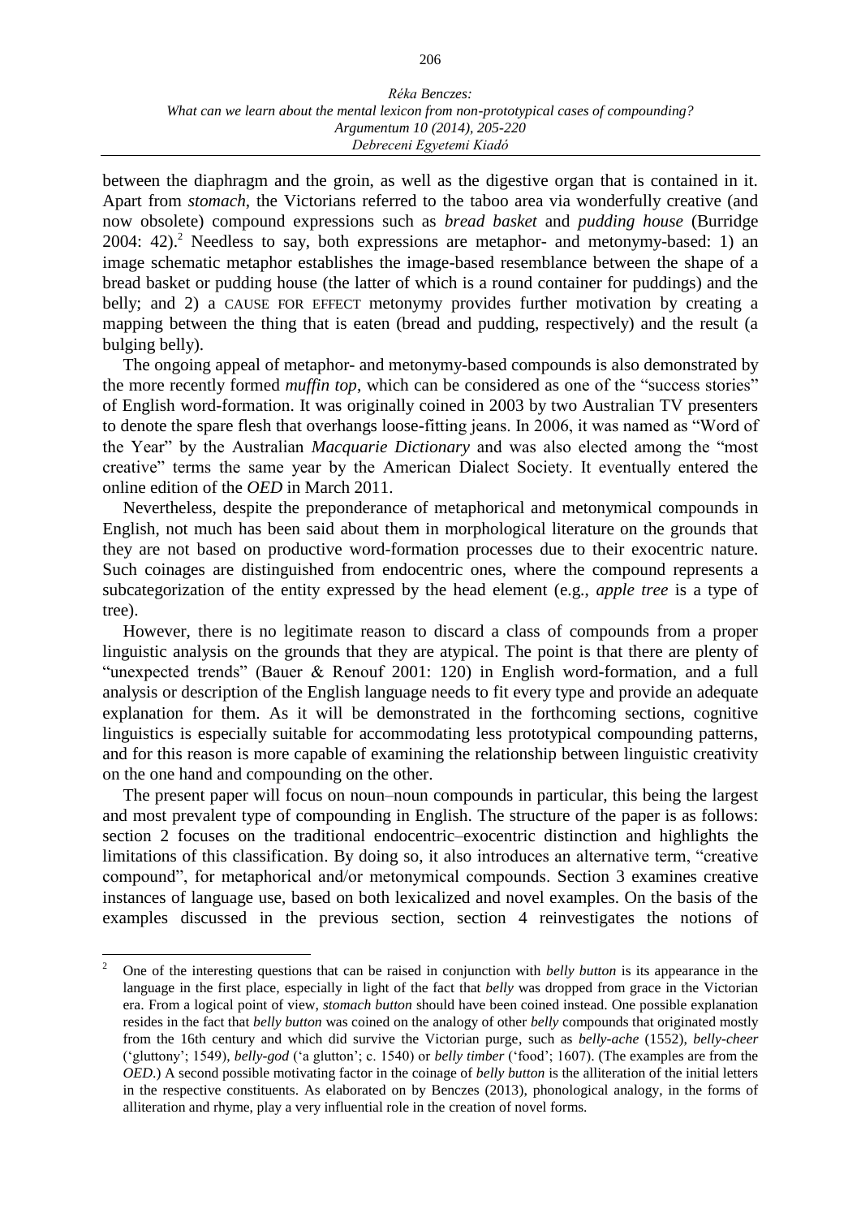between the diaphragm and the groin, as well as the digestive organ that is contained in it. Apart from *stomach*, the Victorians referred to the taboo area via wonderfully creative (and now obsolete) compound expressions such as *bread basket* and *pudding house* (Burridge 2004: 42).[2] Needless to say, both expressions are metaphor- and metonymy-based: 1) an image schematic metaphor establishes the image-based resemblance between the shape of a bread basket or pudding house (the latter of which is a round container for puddings) and the belly; and 2) a CAUSE FOR EFFECT metonymy provides further motivation by creating a mapping between the thing that is eaten (bread and pudding, respectively) and the result (a bulging belly).

The ongoing appeal of metaphor- and metonymy-based compounds is also demonstrated by the more recently formed *muffin top*, which can be considered as one of the "success stories" of English word-formation. It was originally coined in 2003 by two Australian TV presenters to denote the spare flesh that overhangs loose-fitting jeans. In 2006, it was named as "Word of the Year" by the Australian *Macquarie Dictionary* and was also elected among the "most creative" terms the same year by the American Dialect Society. It eventually entered the online edition of the *OED* in March 2011.

Nevertheless, despite the preponderance of metaphorical and metonymical compounds in English, not much has been said about them in morphological literature on the grounds that they are not based on productive word-formation processes due to their exocentric nature. Such coinages are distinguished from endocentric ones, where the compound represents a subcategorization of the entity expressed by the head element (e.g., *apple tree* is a type of tree).

However, there is no legitimate reason to discard a class of compounds from a proper linguistic analysis on the grounds that they are atypical. The point is that there are plenty of "unexpected trends" (Bauer & Renouf 2001: 120) in English word-formation, and a full analysis or description of the English language needs to fit every type and provide an adequate explanation for them. As it will be demonstrated in the forthcoming sections, cognitive linguistics is especially suitable for accommodating less prototypical compounding patterns, and for this reason is more capable of examining the relationship between linguistic creativity on the one hand and compounding on the other.

The present paper will focus on noun–noun compounds in particular, this being the largest and most prevalent type of compounding in English. The structure of the paper is as follows: section 2 focuses on the traditional endocentric–exocentric distinction and highlights the limitations of this classification. By doing so, it also introduces an alternative term, "creative compound", for metaphorical and/or metonymical compounds. Section 3 examines creative instances of language use, based on both lexicalized and novel examples. On the basis of the examples discussed in the previous section, section 4 reinvestigates the notions of

---

[2] One of the interesting questions that can be raised in conjunction with *belly button* is its appearance in the language in the first place, especially in light of the fact that *belly* was dropped from grace in the Victorian era. From a logical point of view, *stomach button* should have been coined instead. One possible explanation resides in the fact that *belly button* was coined on the analogy of other *belly* compounds that originated mostly from the 16th century and which did survive the Victorian purge, such as *belly-ache* (1552), *belly-cheer* ('gluttony'; 1549), *belly-god* ('a glutton'; c. 1540) or *belly timber* ('food'; 1607). (The examples are from the *OED*.) A second possible motivating factor in the coinage of *belly button* is the alliteration of the initial letters in the respective constituents. As elaborated on by Benczes (2013), phonological analogy, in the forms of alliteration and rhyme, play a very influential role in the creation of novel forms.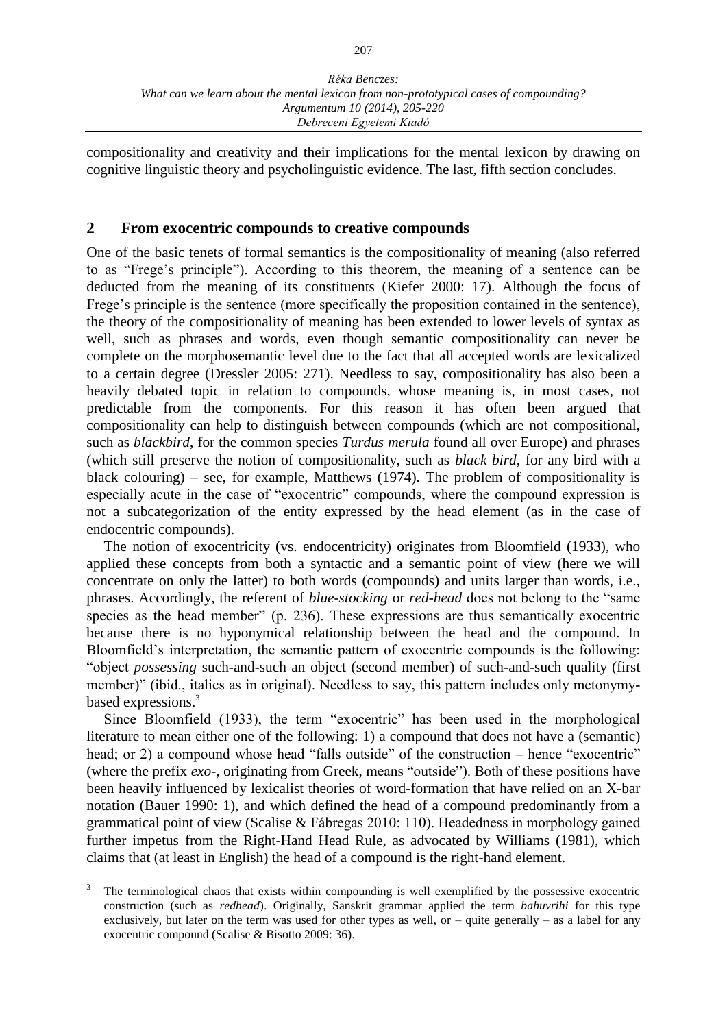compositionality and creativity and their implications for the mental lexicon by drawing on cognitive linguistic theory and psycholinguistic evidence. The last, fifth section concludes.

## 2 From exocentric compounds to creative compounds

One of the basic tenets of formal semantics is the compositionality of meaning (also referred to as "Frege's principle"). According to this theorem, the meaning of a sentence can be deducted from the meaning of its constituents (Kiefer 2000: 17). Although the focus of Frege's principle is the sentence (more specifically the proposition contained in the sentence), the theory of the compositionality of meaning has been extended to lower levels of syntax as well, such as phrases and words, even though semantic compositionality can never be complete on the morphosemantic level due to the fact that all accepted words are lexicalized to a certain degree (Dressler 2005: 271). Needless to say, compositionality has also been a heavily debated topic in relation to compounds, whose meaning is, in most cases, not predictable from the components. For this reason it has often been argued that compositionality can help to distinguish between compounds (which are not compositional, such as *blackbird*, for the common species *Turdus merula* found all over Europe) and phrases (which still preserve the notion of compositionality, such as *black bird*, for any bird with a black colouring) – see, for example, Matthews (1974). The problem of compositionality is especially acute in the case of "exocentric" compounds, where the compound expression is not a subcategorization of the entity expressed by the head element (as in the case of endocentric compounds).

The notion of exocentricity (vs. endocentricity) originates from Bloomfield (1933), who applied these concepts from both a syntactic and a semantic point of view (here we will concentrate on only the latter) to both words (compounds) and units larger than words, i.e., phrases. Accordingly, the referent of *blue-stocking* or *red-head* does not belong to the "same species as the head member" (p. 236). These expressions are thus semantically exocentric because there is no hyponymical relationship between the head and the compound. In Bloomfield's interpretation, the semantic pattern of exocentric compounds is the following: "object *possessing* such-and-such an object (second member) of such-and-such quality (first member)" (ibid., italics as in original). Needless to say, this pattern includes only metonymy-based expressions.[3]

Since Bloomfield (1933), the term "exocentric" has been used in the morphological literature to mean either one of the following: 1) a compound that does not have a (semantic) head; or 2) a compound whose head "falls outside" of the construction – hence "exocentric" (where the prefix *exo-*, originating from Greek, means "outside"). Both of these positions have been heavily influenced by lexicalist theories of word-formation that have relied on an X-bar notation (Bauer 1990: 1), and which defined the head of a compound predominantly from a grammatical point of view (Scalise & Fábregas 2010: 110). Headedness in morphology gained further impetus from the Right-Hand Head Rule, as advocated by Williams (1981), which claims that (at least in English) the head of a compound is the right-hand element.

---

[3] The terminological chaos that exists within compounding is well exemplified by the possessive exocentric construction (such as *redhead*). Originally, Sanskrit grammar applied the term *bahuvrihi* for this type exclusively, but later on the term was used for other types as well, or – quite generally – as a label for any exocentric compound (Scalise & Bisotto 2009: 36).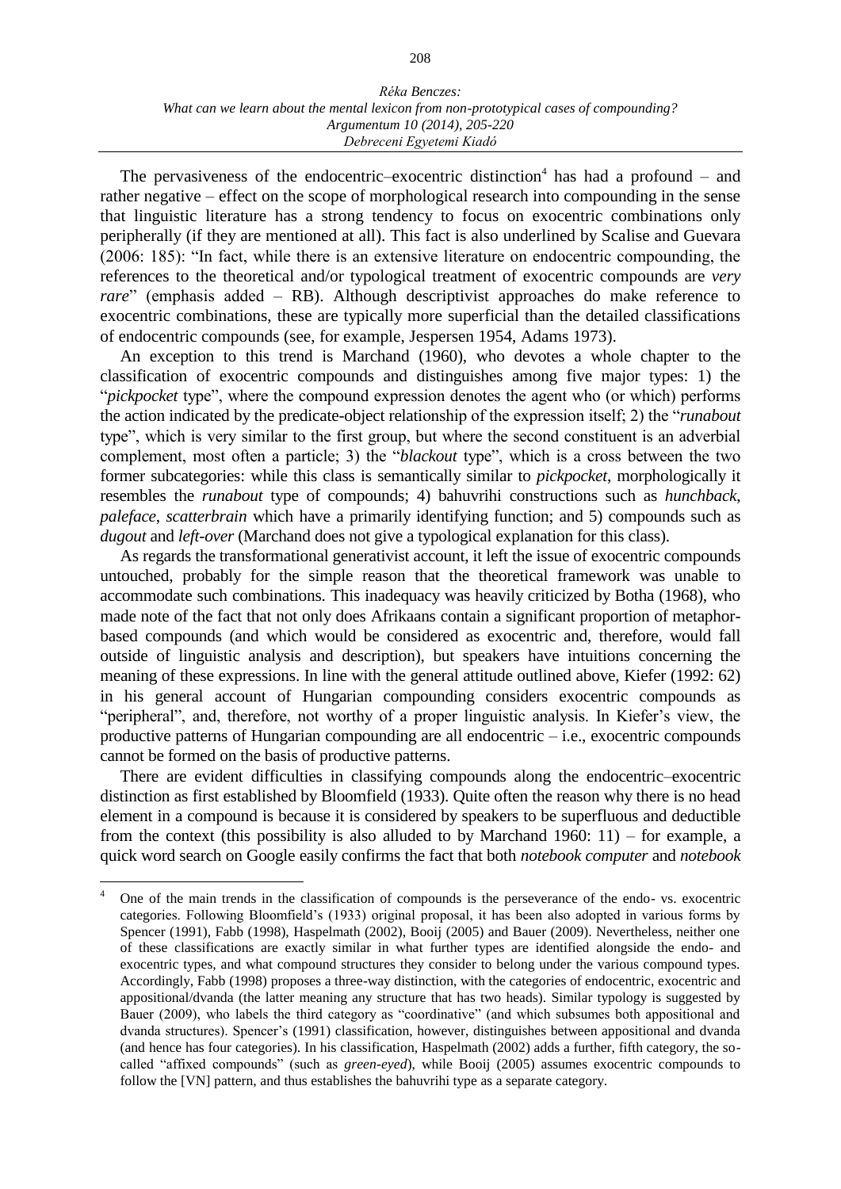The pervasiveness of the endocentric–exocentric distinction[4] has had a profound – and rather negative – effect on the scope of morphological research into compounding in the sense that linguistic literature has a strong tendency to focus on exocentric combinations only peripherally (if they are mentioned at all). This fact is also underlined by Scalise and Guevara (2006: 185): "In fact, while there is an extensive literature on endocentric compounding, the references to the theoretical and/or typological treatment of exocentric compounds are *very rare*" (emphasis added – RB). Although descriptivist approaches do make reference to exocentric combinations, these are typically more superficial than the detailed classifications of endocentric compounds (see, for example, Jespersen 1954, Adams 1973).

An exception to this trend is Marchand (1960), who devotes a whole chapter to the classification of exocentric compounds and distinguishes among five major types: 1) the "*pickpocket* type", where the compound expression denotes the agent who (or which) performs the action indicated by the predicate-object relationship of the expression itself; 2) the "*runabout* type", which is very similar to the first group, but where the second constituent is an adverbial complement, most often a particle; 3) the "*blackout* type", which is a cross between the two former subcategories: while this class is semantically similar to *pickpocket*, morphologically it resembles the *runabout* type of compounds; 4) bahuvrihi constructions such as *hunchback*, *paleface*, *scatterbrain* which have a primarily identifying function; and 5) compounds such as *dugout* and *left-over* (Marchand does not give a typological explanation for this class).

As regards the transformational generativist account, it left the issue of exocentric compounds untouched, probably for the simple reason that the theoretical framework was unable to accommodate such combinations. This inadequacy was heavily criticized by Botha (1968), who made note of the fact that not only does Afrikaans contain a significant proportion of metaphor-based compounds (and which would be considered as exocentric and, therefore, would fall outside of linguistic analysis and description), but speakers have intuitions concerning the meaning of these expressions. In line with the general attitude outlined above, Kiefer (1992: 62) in his general account of Hungarian compounding considers exocentric compounds as "peripheral", and, therefore, not worthy of a proper linguistic analysis. In Kiefer's view, the productive patterns of Hungarian compounding are all endocentric – i.e., exocentric compounds cannot be formed on the basis of productive patterns.

There are evident difficulties in classifying compounds along the endocentric–exocentric distinction as first established by Bloomfield (1933). Quite often the reason why there is no head element in a compound is because it is considered by speakers to be superfluous and deductible from the context (this possibility is also alluded to by Marchand 1960: 11) – for example, a quick word search on Google easily confirms the fact that both *notebook computer* and *notebook*

[4] One of the main trends in the classification of compounds is the perseverance of the endo- vs. exocentric categories. Following Bloomfield's (1933) original proposal, it has been also adopted in various forms by Spencer (1991), Fabb (1998), Haspelmath (2002), Booij (2005) and Bauer (2009). Nevertheless, neither one of these classifications are exactly similar in what further types are identified alongside the endo- and exocentric types, and what compound structures they consider to belong under the various compound types. Accordingly, Fabb (1998) proposes a three-way distinction, with the categories of endocentric, exocentric and appositional/dvanda (the latter meaning any structure that has two heads). Similar typology is suggested by Bauer (2009), who labels the third category as "coordinative" (and which subsumes both appositional and dvanda structures). Spencer's (1991) classification, however, distinguishes between appositional and dvanda (and hence has four categories). In his classification, Haspelmath (2002) adds a further, fifth category, the so-called "affixed compounds" (such as *green-eyed*), while Booij (2005) assumes exocentric compounds to follow the [VN] pattern, and thus establishes the bahuvrihi type as a separate category.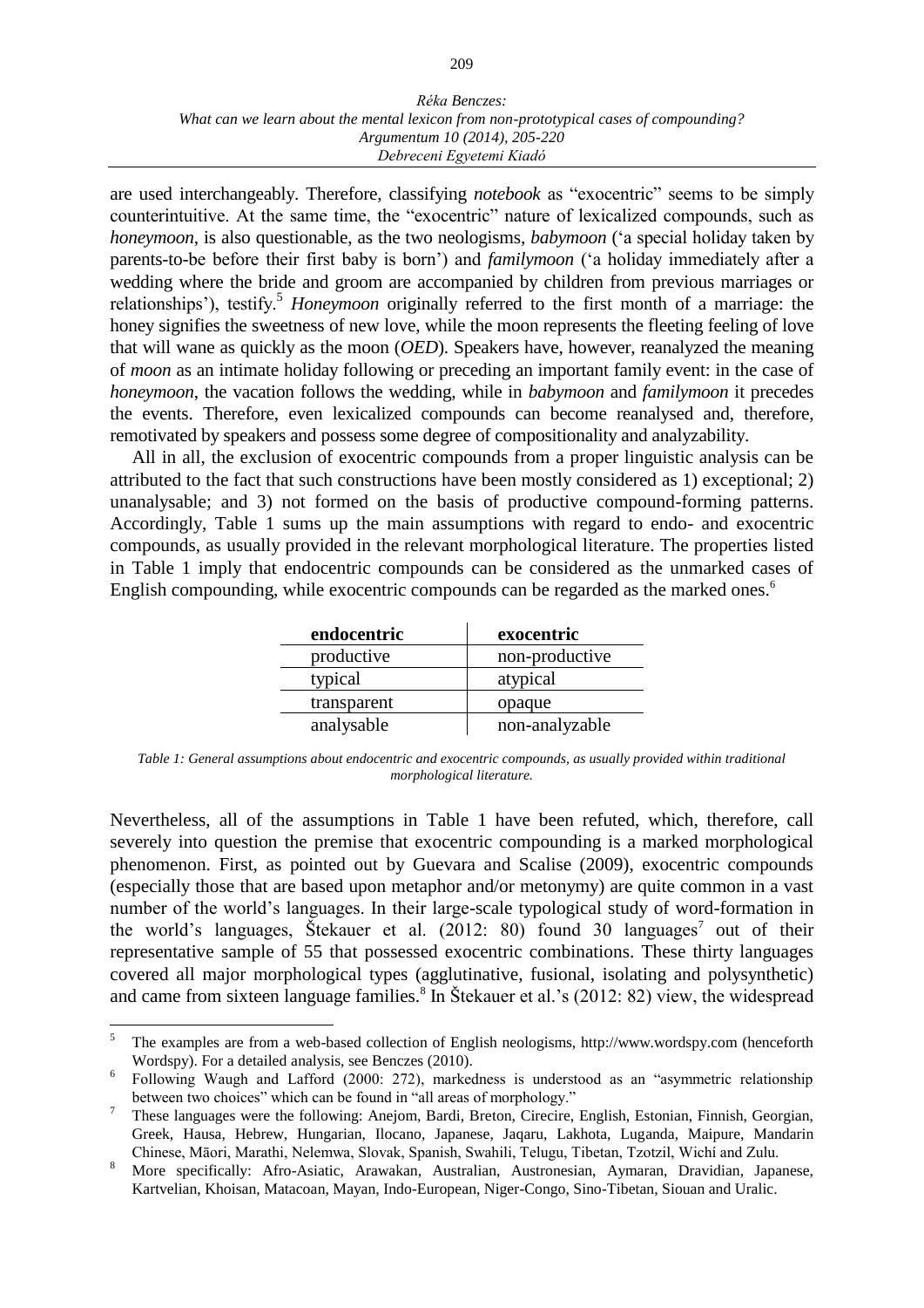are used interchangeably. Therefore, classifying *notebook* as "exocentric" seems to be simply counterintuitive. At the same time, the "exocentric" nature of lexicalized compounds, such as *honeymoon*, is also questionable, as the two neologisms, *babymoon* ('a special holiday taken by parents-to-be before their first baby is born') and *familymoon* ('a holiday immediately after a wedding where the bride and groom are accompanied by children from previous marriages or relationships'), testify.[5] *Honeymoon* originally referred to the first month of a marriage: the honey signifies the sweetness of new love, while the moon represents the fleeting feeling of love that will wane as quickly as the moon (*OED*). Speakers have, however, reanalyzed the meaning of *moon* as an intimate holiday following or preceding an important family event: in the case of *honeymoon*, the vacation follows the wedding, while in *babymoon* and *familymoon* it precedes the events. Therefore, even lexicalized compounds can become reanalysed and, therefore, remotivated by speakers and possess some degree of compositionality and analyzability.

All in all, the exclusion of exocentric compounds from a proper linguistic analysis can be attributed to the fact that such constructions have been mostly considered as 1) exceptional; 2) unanalysable; and 3) not formed on the basis of productive compound-forming patterns. Accordingly, Table 1 sums up the main assumptions with regard to endo- and exocentric compounds, as usually provided in the relevant morphological literature. The properties listed in Table 1 imply that endocentric compounds can be considered as the unmarked cases of English compounding, while exocentric compounds can be regarded as the marked ones.[6]

| endocentric | exocentric |
|---|---|
| productive | non-productive |
| typical | atypical |
| transparent | opaque |
| analysable | non-analyzable |

*Table 1: General assumptions about endocentric and exocentric compounds, as usually provided within traditional morphological literature.*

Nevertheless, all of the assumptions in Table 1 have been refuted, which, therefore, call severely into question the premise that exocentric compounding is a marked morphological phenomenon. First, as pointed out by Guevara and Scalise (2009), exocentric compounds (especially those that are based upon metaphor and/or metonymy) are quite common in a vast number of the world's languages. In their large-scale typological study of word-formation in the world's languages, Štekauer et al. (2012: 80) found 30 languages[7] out of their representative sample of 55 that possessed exocentric combinations. These thirty languages covered all major morphological types (agglutinative, fusional, isolating and polysynthetic) and came from sixteen language families.[8] In Štekauer et al.'s (2012: 82) view, the widespread

---

[5] The examples are from a web-based collection of English neologisms, http://www.wordspy.com (henceforth Wordspy). For a detailed analysis, see Benczes (2010).

[6] Following Waugh and Lafford (2000: 272), markedness is understood as an "asymmetric relationship between two choices" which can be found in "all areas of morphology."

[7] These languages were the following: Anejom, Bardi, Breton, Cirecire, English, Estonian, Finnish, Georgian, Greek, Hausa, Hebrew, Hungarian, Ilocano, Japanese, Jaqaru, Lakhota, Luganda, Maipure, Mandarin Chinese, Māori, Marathi, Nelemwa, Slovak, Spanish, Swahili, Telugu, Tibetan, Tzotzil, Wichí and Zulu.

[8] More specifically: Afro-Asiatic, Arawakan, Australian, Austronesian, Aymaran, Dravidian, Japanese, Kartvelian, Khoisan, Matacoan, Mayan, Indo-European, Niger-Congo, Sino-Tibetan, Siouan and Uralic.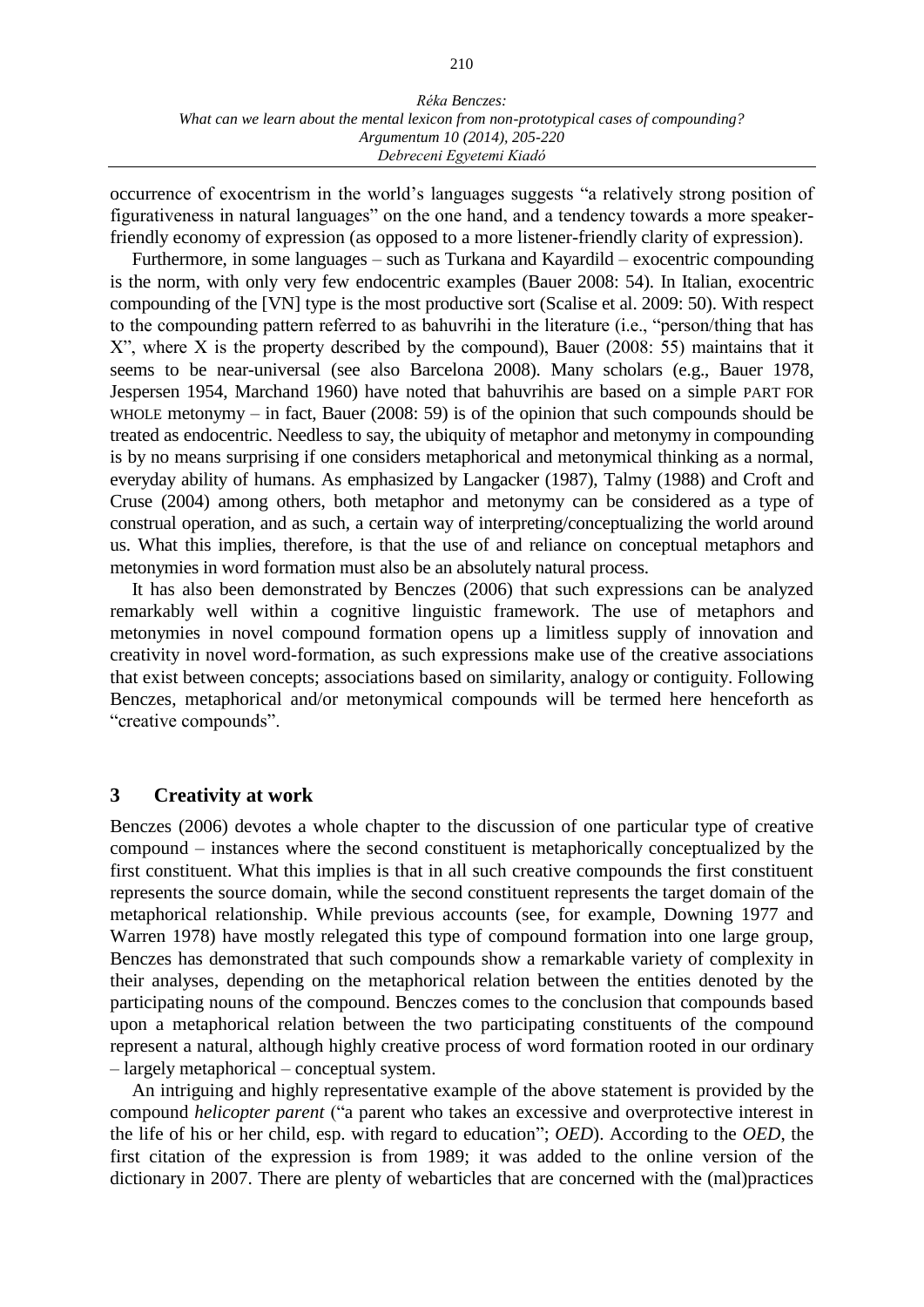occurrence of exocentrism in the world's languages suggests "a relatively strong position of figurativeness in natural languages" on the one hand, and a tendency towards a more speaker-friendly economy of expression (as opposed to a more listener-friendly clarity of expression).

Furthermore, in some languages – such as Turkana and Kayardild – exocentric compounding is the norm, with only very few endocentric examples (Bauer 2008: 54). In Italian, exocentric compounding of the [VN] type is the most productive sort (Scalise et al. 2009: 50). With respect to the compounding pattern referred to as bahuvrihi in the literature (i.e., "person/thing that has X", where X is the property described by the compound), Bauer (2008: 55) maintains that it seems to be near-universal (see also Barcelona 2008). Many scholars (e.g., Bauer 1978, Jespersen 1954, Marchand 1960) have noted that bahuvrihis are based on a simple PART FOR WHOLE metonymy – in fact, Bauer (2008: 59) is of the opinion that such compounds should be treated as endocentric. Needless to say, the ubiquity of metaphor and metonymy in compounding is by no means surprising if one considers metaphorical and metonymical thinking as a normal, everyday ability of humans. As emphasized by Langacker (1987), Talmy (1988) and Croft and Cruse (2004) among others, both metaphor and metonymy can be considered as a type of construal operation, and as such, a certain way of interpreting/conceptualizing the world around us. What this implies, therefore, is that the use of and reliance on conceptual metaphors and metonymies in word formation must also be an absolutely natural process.

It has also been demonstrated by Benczes (2006) that such expressions can be analyzed remarkably well within a cognitive linguistic framework. The use of metaphors and metonymies in novel compound formation opens up a limitless supply of innovation and creativity in novel word-formation, as such expressions make use of the creative associations that exist between concepts; associations based on similarity, analogy or contiguity. Following Benczes, metaphorical and/or metonymical compounds will be termed here henceforth as "creative compounds".

## 3 Creativity at work

Benczes (2006) devotes a whole chapter to the discussion of one particular type of creative compound – instances where the second constituent is metaphorically conceptualized by the first constituent. What this implies is that in all such creative compounds the first constituent represents the source domain, while the second constituent represents the target domain of the metaphorical relationship. While previous accounts (see, for example, Downing 1977 and Warren 1978) have mostly relegated this type of compound formation into one large group, Benczes has demonstrated that such compounds show a remarkable variety of complexity in their analyses, depending on the metaphorical relation between the entities denoted by the participating nouns of the compound. Benczes comes to the conclusion that compounds based upon a metaphorical relation between the two participating constituents of the compound represent a natural, although highly creative process of word formation rooted in our ordinary – largely metaphorical – conceptual system.

An intriguing and highly representative example of the above statement is provided by the compound *helicopter parent* ("a parent who takes an excessive and overprotective interest in the life of his or her child, esp. with regard to education"; *OED*). According to the *OED*, the first citation of the expression is from 1989; it was added to the online version of the dictionary in 2007. There are plenty of webarticles that are concerned with the (mal)practices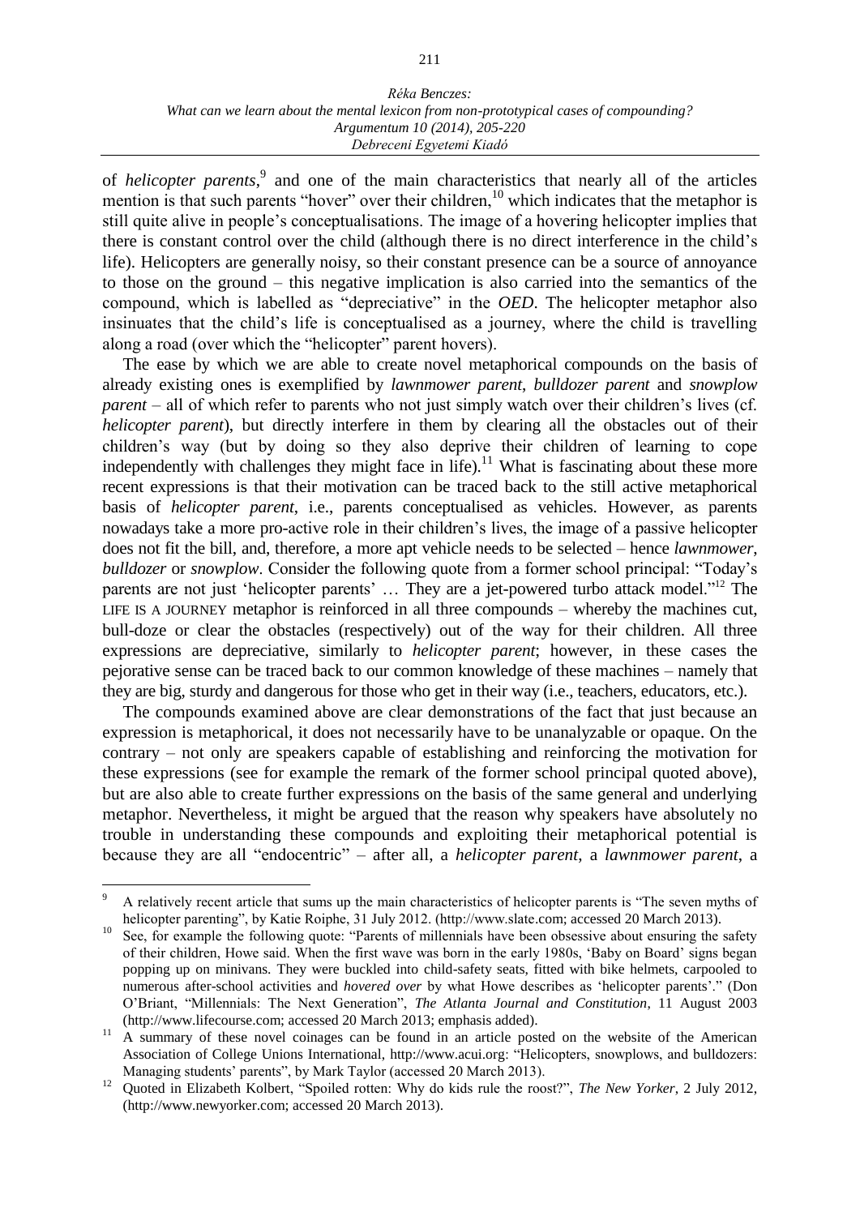of *helicopter parents*,[9] and one of the main characteristics that nearly all of the articles mention is that such parents "hover" over their children,[10] which indicates that the metaphor is still quite alive in people's conceptualisations. The image of a hovering helicopter implies that there is constant control over the child (although there is no direct interference in the child's life). Helicopters are generally noisy, so their constant presence can be a source of annoyance to those on the ground – this negative implication is also carried into the semantics of the compound, which is labelled as "depreciative" in the *OED*. The helicopter metaphor also insinuates that the child's life is conceptualised as a journey, where the child is travelling along a road (over which the "helicopter" parent hovers).

The ease by which we are able to create novel metaphorical compounds on the basis of already existing ones is exemplified by *lawnmower parent*, *bulldozer parent* and *snowplow parent* – all of which refer to parents who not just simply watch over their children's lives (cf. *helicopter parent*), but directly interfere in them by clearing all the obstacles out of their children's way (but by doing so they also deprive their children of learning to cope independently with challenges they might face in life).[11] What is fascinating about these more recent expressions is that their motivation can be traced back to the still active metaphorical basis of *helicopter parent*, i.e., parents conceptualised as vehicles. However, as parents nowadays take a more pro-active role in their children's lives, the image of a passive helicopter does not fit the bill, and, therefore, a more apt vehicle needs to be selected – hence *lawnmower*, *bulldozer* or *snowplow*. Consider the following quote from a former school principal: "Today's parents are not just 'helicopter parents' … They are a jet-powered turbo attack model."[12] The LIFE IS A JOURNEY metaphor is reinforced in all three compounds – whereby the machines cut, bull-doze or clear the obstacles (respectively) out of the way for their children. All three expressions are depreciative, similarly to *helicopter parent*; however, in these cases the pejorative sense can be traced back to our common knowledge of these machines – namely that they are big, sturdy and dangerous for those who get in their way (i.e., teachers, educators, etc.).

The compounds examined above are clear demonstrations of the fact that just because an expression is metaphorical, it does not necessarily have to be unanalyzable or opaque. On the contrary – not only are speakers capable of establishing and reinforcing the motivation for these expressions (see for example the remark of the former school principal quoted above), but are also able to create further expressions on the basis of the same general and underlying metaphor. Nevertheless, it might be argued that the reason why speakers have absolutely no trouble in understanding these compounds and exploiting their metaphorical potential is because they are all "endocentric" – after all, a *helicopter parent*, a *lawnmower parent*, a

---

[9] A relatively recent article that sums up the main characteristics of helicopter parents is "The seven myths of helicopter parenting", by Katie Roiphe, 31 July 2012. (http://www.slate.com; accessed 20 March 2013).

[10] See, for example the following quote: "Parents of millennials have been obsessive about ensuring the safety of their children, Howe said. When the first wave was born in the early 1980s, 'Baby on Board' signs began popping up on minivans. They were buckled into child-safety seats, fitted with bike helmets, carpooled to numerous after-school activities and *hovered over* by what Howe describes as 'helicopter parents'." (Don O'Briant, "Millennials: The Next Generation", *The Atlanta Journal and Constitution*, 11 August 2003 (http://www.lifecourse.com; accessed 20 March 2013; emphasis added).

[11] A summary of these novel coinages can be found in an article posted on the website of the American Association of College Unions International, http://www.acui.org: "Helicopters, snowplows, and bulldozers: Managing students' parents", by Mark Taylor (accessed 20 March 2013).

[12] Quoted in Elizabeth Kolbert, "Spoiled rotten: Why do kids rule the roost?", *The New Yorker*, 2 July 2012, (http://www.newyorker.com; accessed 20 March 2013).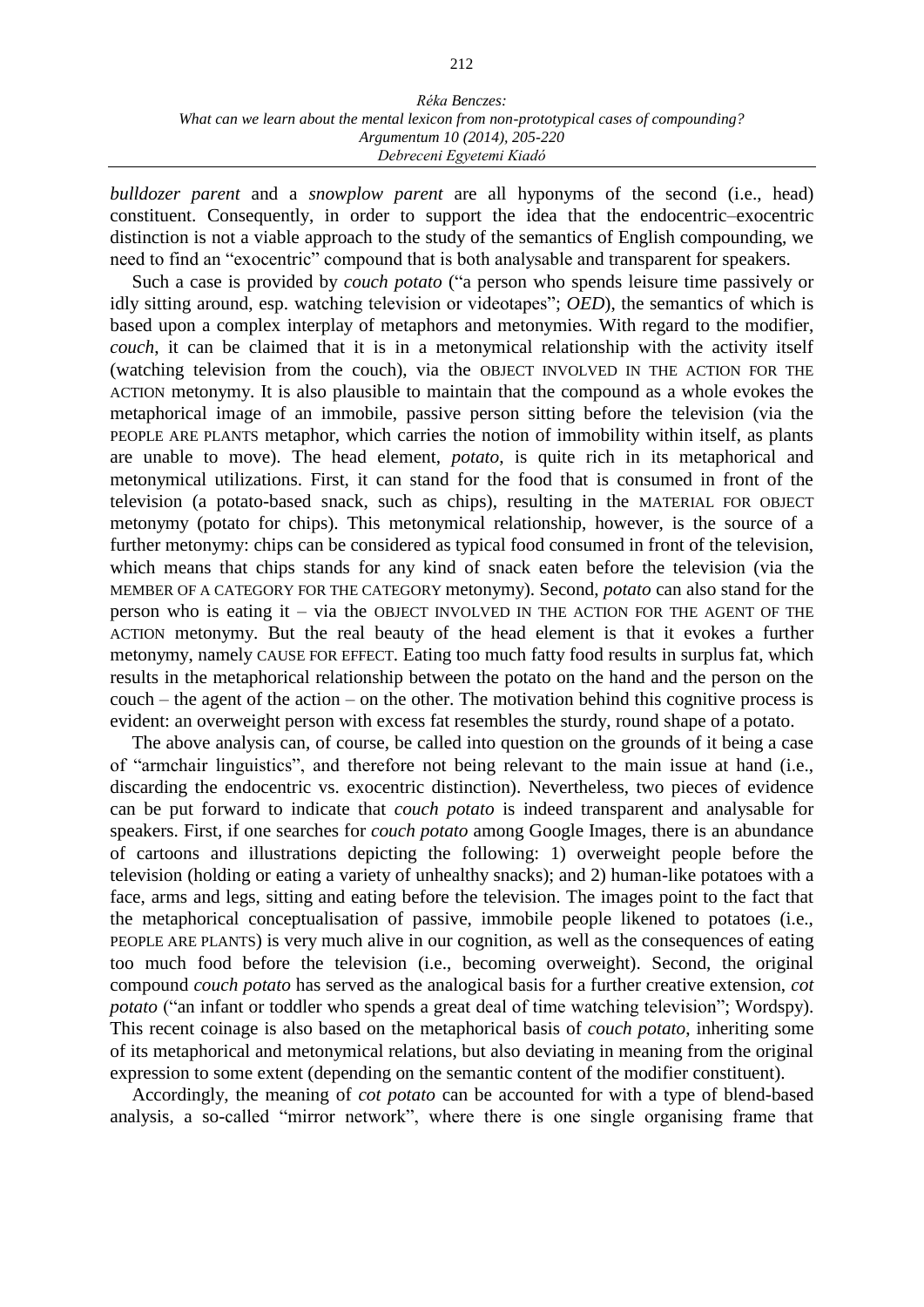*bulldozer parent* and a *snowplow parent* are all hyponyms of the second (i.e., head) constituent. Consequently, in order to support the idea that the endocentric–exocentric distinction is not a viable approach to the study of the semantics of English compounding, we need to find an "exocentric" compound that is both analysable and transparent for speakers.

Such a case is provided by *couch potato* ("a person who spends leisure time passively or idly sitting around, esp. watching television or videotapes"; *OED*), the semantics of which is based upon a complex interplay of metaphors and metonymies. With regard to the modifier, *couch*, it can be claimed that it is in a metonymical relationship with the activity itself (watching television from the couch), via the OBJECT INVOLVED IN THE ACTION FOR THE ACTION metonymy. It is also plausible to maintain that the compound as a whole evokes the metaphorical image of an immobile, passive person sitting before the television (via the PEOPLE ARE PLANTS metaphor, which carries the notion of immobility within itself, as plants are unable to move). The head element, *potato*, is quite rich in its metaphorical and metonymical utilizations. First, it can stand for the food that is consumed in front of the television (a potato-based snack, such as chips), resulting in the MATERIAL FOR OBJECT metonymy (potato for chips). This metonymical relationship, however, is the source of a further metonymy: chips can be considered as typical food consumed in front of the television, which means that chips stands for any kind of snack eaten before the television (via the MEMBER OF A CATEGORY FOR THE CATEGORY metonymy). Second, *potato* can also stand for the person who is eating it – via the OBJECT INVOLVED IN THE ACTION FOR THE AGENT OF THE ACTION metonymy. But the real beauty of the head element is that it evokes a further metonymy, namely CAUSE FOR EFFECT. Eating too much fatty food results in surplus fat, which results in the metaphorical relationship between the potato on the hand and the person on the couch – the agent of the action – on the other. The motivation behind this cognitive process is evident: an overweight person with excess fat resembles the sturdy, round shape of a potato.

The above analysis can, of course, be called into question on the grounds of it being a case of "armchair linguistics", and therefore not being relevant to the main issue at hand (i.e., discarding the endocentric vs. exocentric distinction). Nevertheless, two pieces of evidence can be put forward to indicate that *couch potato* is indeed transparent and analysable for speakers. First, if one searches for *couch potato* among Google Images, there is an abundance of cartoons and illustrations depicting the following: 1) overweight people before the television (holding or eating a variety of unhealthy snacks); and 2) human-like potatoes with a face, arms and legs, sitting and eating before the television. The images point to the fact that the metaphorical conceptualisation of passive, immobile people likened to potatoes (i.e., PEOPLE ARE PLANTS) is very much alive in our cognition, as well as the consequences of eating too much food before the television (i.e., becoming overweight). Second, the original compound *couch potato* has served as the analogical basis for a further creative extension, *cot potato* ("an infant or toddler who spends a great deal of time watching television"; Wordspy). This recent coinage is also based on the metaphorical basis of *couch potato*, inheriting some of its metaphorical and metonymical relations, but also deviating in meaning from the original expression to some extent (depending on the semantic content of the modifier constituent).

Accordingly, the meaning of *cot potato* can be accounted for with a type of blend-based analysis, a so-called "mirror network", where there is one single organising frame that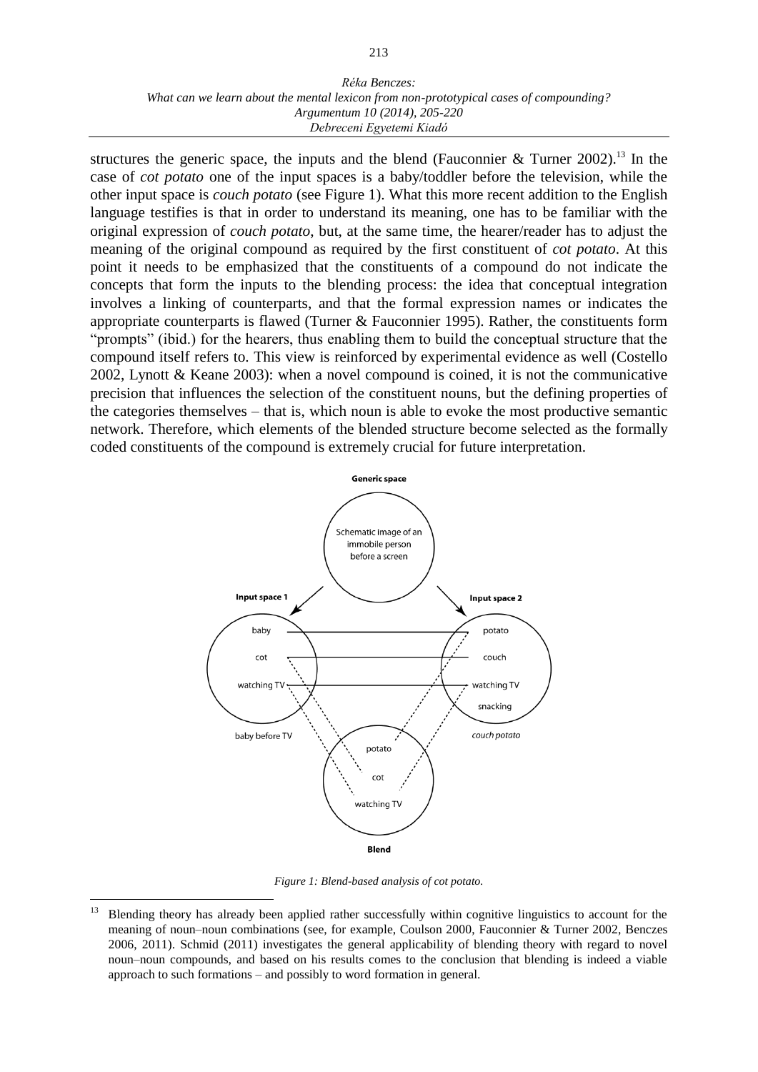structures the generic space, the inputs and the blend (Fauconnier & Turner 2002).[13] In the case of *cot potato* one of the input spaces is a baby/toddler before the television, while the other input space is *couch potato* (see Figure 1). What this more recent addition to the English language testifies is that in order to understand its meaning, one has to be familiar with the original expression of *couch potato*, but, at the same time, the hearer/reader has to adjust the meaning of the original compound as required by the first constituent of *cot potato*. At this point it needs to be emphasized that the constituents of a compound do not indicate the concepts that form the inputs to the blending process: the idea that conceptual integration involves a linking of counterparts, and that the formal expression names or indicates the appropriate counterparts is flawed (Turner & Fauconnier 1995). Rather, the constituents form "prompts" (ibid.) for the hearers, thus enabling them to build the conceptual structure that the compound itself refers to. This view is reinforced by experimental evidence as well (Costello 2002, Lynott & Keane 2003): when a novel compound is coined, it is not the communicative precision that influences the selection of the constituent nouns, but the defining properties of the categories themselves – that is, which noun is able to evoke the most productive semantic network. Therefore, which elements of the blended structure become selected as the formally coded constituents of the compound is extremely crucial for future interpretation.

Generic space: Schematic image of an immobile person before a screen

Input space 1: baby, cot, watching TV — baby before TV

Input space 2: potato, couch, watching TV, snacking — *couch potato*

Blend: potato, cot, watching TV

*Figure 1: Blend-based analysis of cot potato.*

[13] Blending theory has already been applied rather successfully within cognitive linguistics to account for the meaning of noun–noun combinations (see, for example, Coulson 2000, Fauconnier & Turner 2002, Benczes 2006, 2011). Schmid (2011) investigates the general applicability of blending theory with regard to novel noun–noun compounds, and based on his results comes to the conclusion that blending is indeed a viable approach to such formations – and possibly to word formation in general.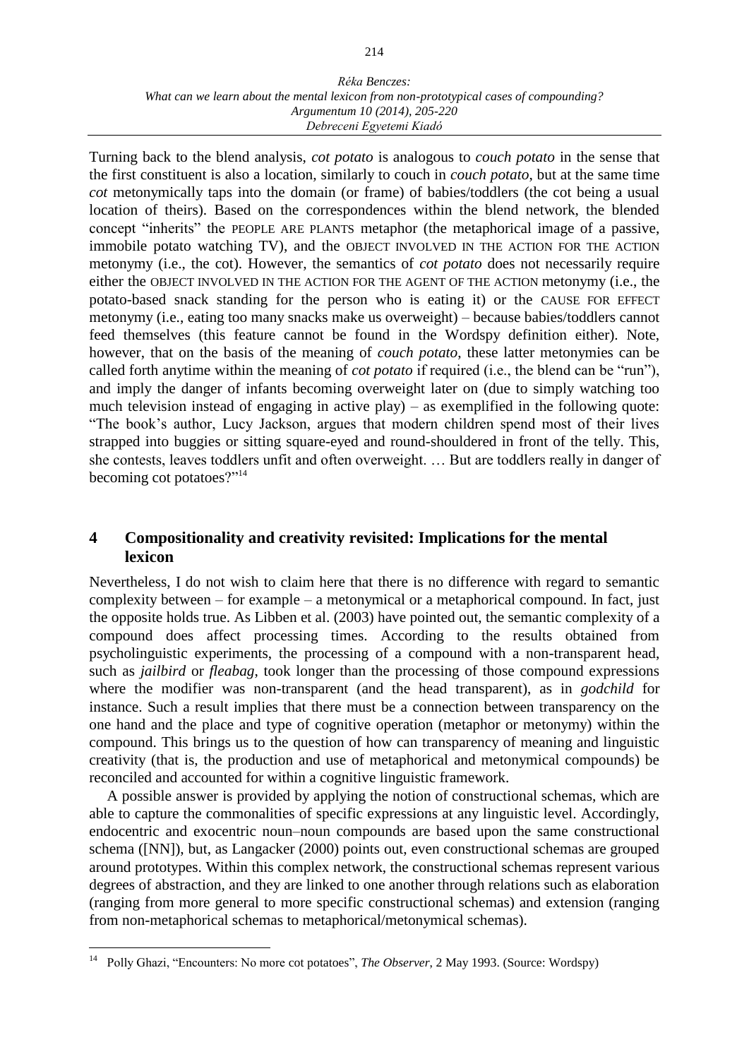Turning back to the blend analysis, *cot potato* is analogous to *couch potato* in the sense that the first constituent is also a location, similarly to couch in *couch potato*, but at the same time *cot* metonymically taps into the domain (or frame) of babies/toddlers (the cot being a usual location of theirs). Based on the correspondences within the blend network, the blended concept "inherits" the PEOPLE ARE PLANTS metaphor (the metaphorical image of a passive, immobile potato watching TV), and the OBJECT INVOLVED IN THE ACTION FOR THE ACTION metonymy (i.e., the cot). However, the semantics of *cot potato* does not necessarily require either the OBJECT INVOLVED IN THE ACTION FOR THE AGENT OF THE ACTION metonymy (i.e., the potato-based snack standing for the person who is eating it) or the CAUSE FOR EFFECT metonymy (i.e., eating too many snacks make us overweight) – because babies/toddlers cannot feed themselves (this feature cannot be found in the Wordspy definition either). Note, however, that on the basis of the meaning of *couch potato*, these latter metonymies can be called forth anytime within the meaning of *cot potato* if required (i.e., the blend can be "run"), and imply the danger of infants becoming overweight later on (due to simply watching too much television instead of engaging in active play) – as exemplified in the following quote: "The book's author, Lucy Jackson, argues that modern children spend most of their lives strapped into buggies or sitting square-eyed and round-shouldered in front of the telly. This, she contests, leaves toddlers unfit and often overweight. … But are toddlers really in danger of becoming cot potatoes?"[14]

## 4 Compositionality and creativity revisited: Implications for the mental lexicon

Nevertheless, I do not wish to claim here that there is no difference with regard to semantic complexity between – for example – a metonymical or a metaphorical compound. In fact, just the opposite holds true. As Libben et al. (2003) have pointed out, the semantic complexity of a compound does affect processing times. According to the results obtained from psycholinguistic experiments, the processing of a compound with a non-transparent head, such as *jailbird* or *fleabag*, took longer than the processing of those compound expressions where the modifier was non-transparent (and the head transparent), as in *godchild* for instance. Such a result implies that there must be a connection between transparency on the one hand and the place and type of cognitive operation (metaphor or metonymy) within the compound. This brings us to the question of how can transparency of meaning and linguistic creativity (that is, the production and use of metaphorical and metonymical compounds) be reconciled and accounted for within a cognitive linguistic framework.

A possible answer is provided by applying the notion of constructional schemas, which are able to capture the commonalities of specific expressions at any linguistic level. Accordingly, endocentric and exocentric noun–noun compounds are based upon the same constructional schema ([NN]), but, as Langacker (2000) points out, even constructional schemas are grouped around prototypes. Within this complex network, the constructional schemas represent various degrees of abstraction, and they are linked to one another through relations such as elaboration (ranging from more general to more specific constructional schemas) and extension (ranging from non-metaphorical schemas to metaphorical/metonymical schemas).

---

[14] Polly Ghazi, "Encounters: No more cot potatoes", *The Observer*, 2 May 1993. (Source: Wordspy)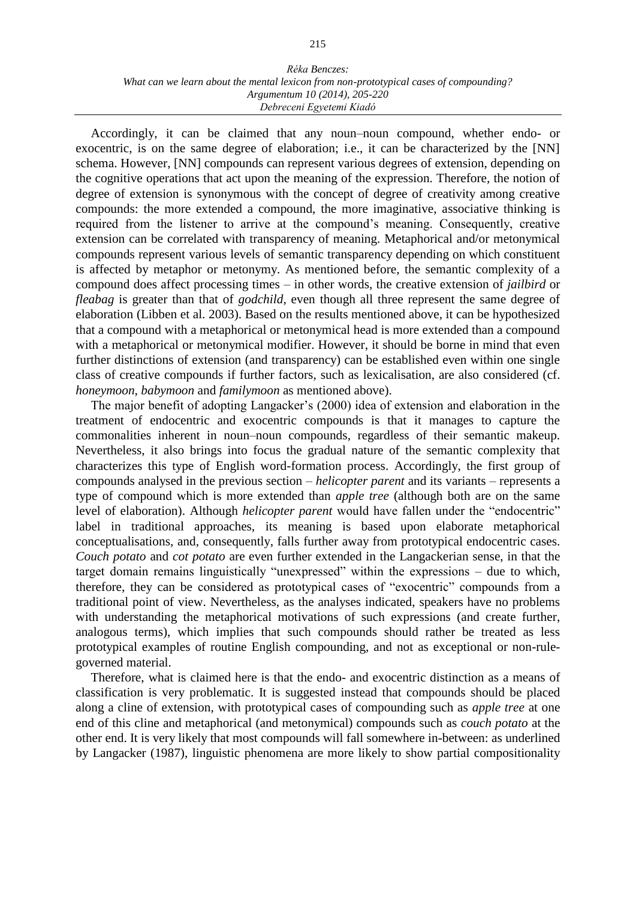Accordingly, it can be claimed that any noun–noun compound, whether endo- or exocentric, is on the same degree of elaboration; i.e., it can be characterized by the [NN] schema. However, [NN] compounds can represent various degrees of extension, depending on the cognitive operations that act upon the meaning of the expression. Therefore, the notion of degree of extension is synonymous with the concept of degree of creativity among creative compounds: the more extended a compound, the more imaginative, associative thinking is required from the listener to arrive at the compound's meaning. Consequently, creative extension can be correlated with transparency of meaning. Metaphorical and/or metonymical compounds represent various levels of semantic transparency depending on which constituent is affected by metaphor or metonymy. As mentioned before, the semantic complexity of a compound does affect processing times – in other words, the creative extension of *jailbird* or *fleabag* is greater than that of *godchild*, even though all three represent the same degree of elaboration (Libben et al. 2003). Based on the results mentioned above, it can be hypothesized that a compound with a metaphorical or metonymical head is more extended than a compound with a metaphorical or metonymical modifier. However, it should be borne in mind that even further distinctions of extension (and transparency) can be established even within one single class of creative compounds if further factors, such as lexicalisation, are also considered (cf. *honeymoon*, *babymoon* and *familymoon* as mentioned above).

The major benefit of adopting Langacker's (2000) idea of extension and elaboration in the treatment of endocentric and exocentric compounds is that it manages to capture the commonalities inherent in noun–noun compounds, regardless of their semantic makeup. Nevertheless, it also brings into focus the gradual nature of the semantic complexity that characterizes this type of English word-formation process. Accordingly, the first group of compounds analysed in the previous section – *helicopter parent* and its variants – represents a type of compound which is more extended than *apple tree* (although both are on the same level of elaboration). Although *helicopter parent* would have fallen under the "endocentric" label in traditional approaches, its meaning is based upon elaborate metaphorical conceptualisations, and, consequently, falls further away from prototypical endocentric cases. *Couch potato* and *cot potato* are even further extended in the Langackerian sense, in that the target domain remains linguistically "unexpressed" within the expressions – due to which, therefore, they can be considered as prototypical cases of "exocentric" compounds from a traditional point of view. Nevertheless, as the analyses indicated, speakers have no problems with understanding the metaphorical motivations of such expressions (and create further, analogous terms), which implies that such compounds should rather be treated as less prototypical examples of routine English compounding, and not as exceptional or non-rule-governed material.

Therefore, what is claimed here is that the endo- and exocentric distinction as a means of classification is very problematic. It is suggested instead that compounds should be placed along a cline of extension, with prototypical cases of compounding such as *apple tree* at one end of this cline and metaphorical (and metonymical) compounds such as *couch potato* at the other end. It is very likely that most compounds will fall somewhere in-between: as underlined by Langacker (1987), linguistic phenomena are more likely to show partial compositionality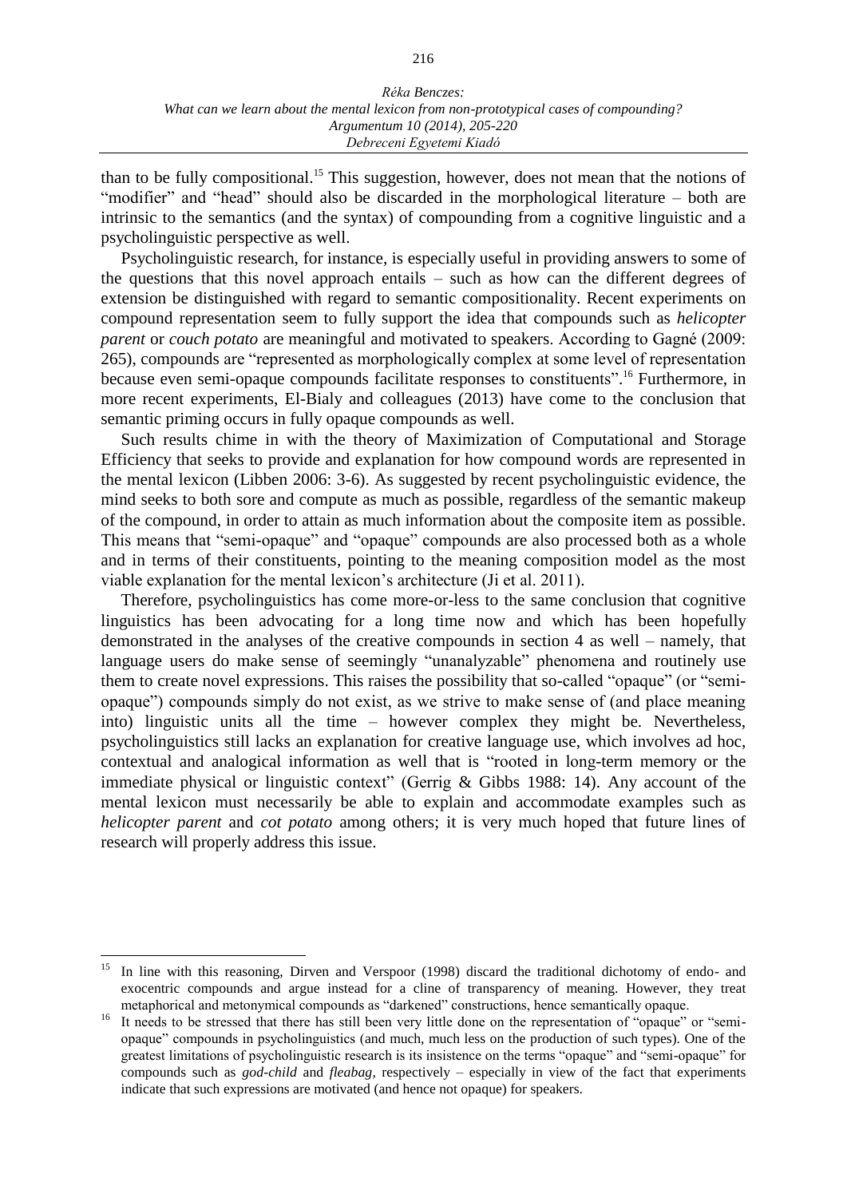than to be fully compositional.[15] This suggestion, however, does not mean that the notions of "modifier" and "head" should also be discarded in the morphological literature – both are intrinsic to the semantics (and the syntax) of compounding from a cognitive linguistic and a psycholinguistic perspective as well.

Psycholinguistic research, for instance, is especially useful in providing answers to some of the questions that this novel approach entails – such as how can the different degrees of extension be distinguished with regard to semantic compositionality. Recent experiments on compound representation seem to fully support the idea that compounds such as *helicopter parent* or *couch potato* are meaningful and motivated to speakers. According to Gagné (2009: 265), compounds are "represented as morphologically complex at some level of representation because even semi-opaque compounds facilitate responses to constituents".[16] Furthermore, in more recent experiments, El-Bialy and colleagues (2013) have come to the conclusion that semantic priming occurs in fully opaque compounds as well.

Such results chime in with the theory of Maximization of Computational and Storage Efficiency that seeks to provide and explanation for how compound words are represented in the mental lexicon (Libben 2006: 3-6). As suggested by recent psycholinguistic evidence, the mind seeks to both sore and compute as much as possible, regardless of the semantic makeup of the compound, in order to attain as much information about the composite item as possible. This means that "semi-opaque" and "opaque" compounds are also processed both as a whole and in terms of their constituents, pointing to the meaning composition model as the most viable explanation for the mental lexicon's architecture (Ji et al. 2011).

Therefore, psycholinguistics has come more-or-less to the same conclusion that cognitive linguistics has been advocating for a long time now and which has been hopefully demonstrated in the analyses of the creative compounds in section 4 as well – namely, that language users do make sense of seemingly "unanalyzable" phenomena and routinely use them to create novel expressions. This raises the possibility that so-called "opaque" (or "semi-opaque") compounds simply do not exist, as we strive to make sense of (and place meaning into) linguistic units all the time – however complex they might be. Nevertheless, psycholinguistics still lacks an explanation for creative language use, which involves ad hoc, contextual and analogical information as well that is "rooted in long-term memory or the immediate physical or linguistic context" (Gerrig & Gibbs 1988: 14). Any account of the mental lexicon must necessarily be able to explain and accommodate examples such as *helicopter parent* and *cot potato* among others; it is very much hoped that future lines of research will properly address this issue.

---

[15] In line with this reasoning, Dirven and Verspoor (1998) discard the traditional dichotomy of endo- and exocentric compounds and argue instead for a cline of transparency of meaning. However, they treat metaphorical and metonymical compounds as "darkened" constructions, hence semantically opaque.

[16] It needs to be stressed that there has still been very little done on the representation of "opaque" or "semi-opaque" compounds in psycholinguistics (and much, much less on the production of such types). One of the greatest limitations of psycholinguistic research is its insistence on the terms "opaque" and "semi-opaque" for compounds such as *god-child* and *fleabag*, respectively – especially in view of the fact that experiments indicate that such expressions are motivated (and hence not opaque) for speakers.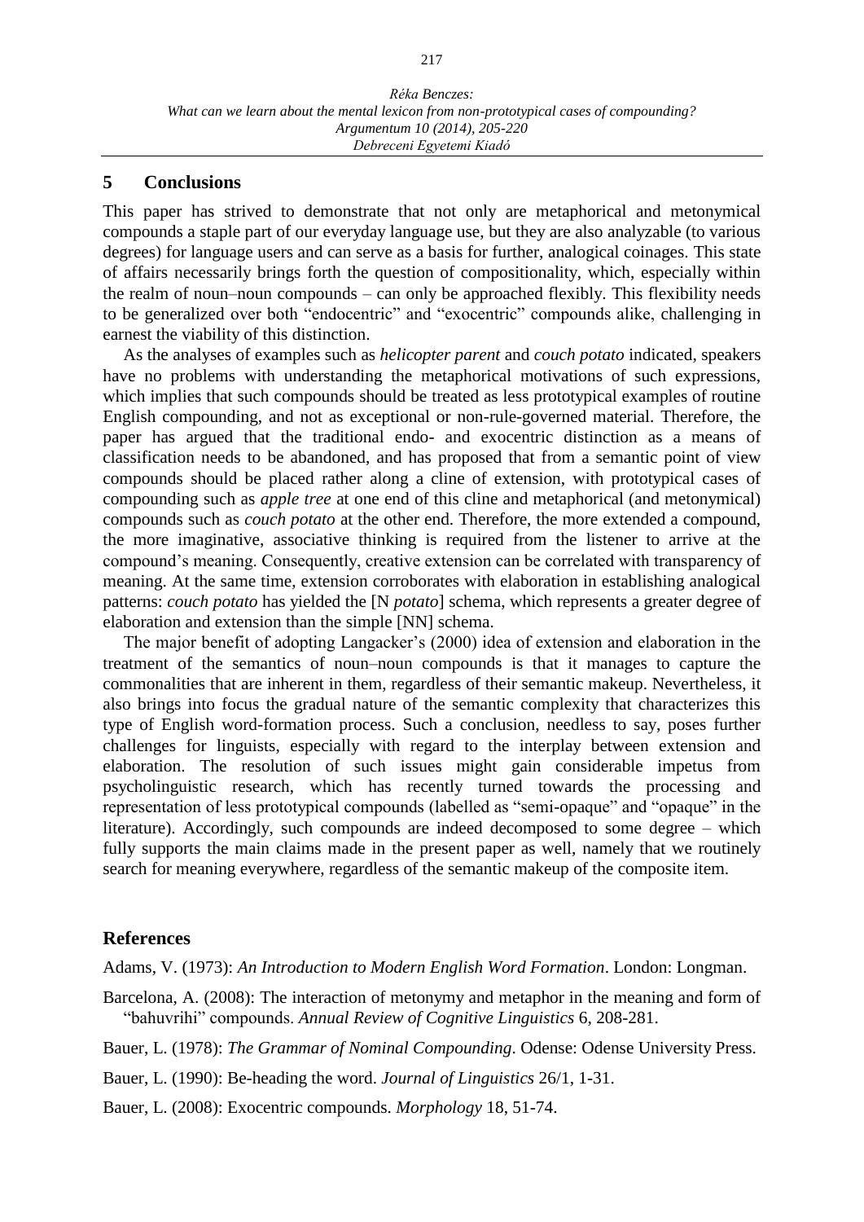## 5 Conclusions

This paper has strived to demonstrate that not only are metaphorical and metonymical compounds a staple part of our everyday language use, but they are also analyzable (to various degrees) for language users and can serve as a basis for further, analogical coinages. This state of affairs necessarily brings forth the question of compositionality, which, especially within the realm of noun–noun compounds – can only be approached flexibly. This flexibility needs to be generalized over both "endocentric" and "exocentric" compounds alike, challenging in earnest the viability of this distinction.

As the analyses of examples such as *helicopter parent* and *couch potato* indicated, speakers have no problems with understanding the metaphorical motivations of such expressions, which implies that such compounds should be treated as less prototypical examples of routine English compounding, and not as exceptional or non-rule-governed material. Therefore, the paper has argued that the traditional endo- and exocentric distinction as a means of classification needs to be abandoned, and has proposed that from a semantic point of view compounds should be placed rather along a cline of extension, with prototypical cases of compounding such as *apple tree* at one end of this cline and metaphorical (and metonymical) compounds such as *couch potato* at the other end. Therefore, the more extended a compound, the more imaginative, associative thinking is required from the listener to arrive at the compound's meaning. Consequently, creative extension can be correlated with transparency of meaning. At the same time, extension corroborates with elaboration in establishing analogical patterns: *couch potato* has yielded the [N *potato*] schema, which represents a greater degree of elaboration and extension than the simple [NN] schema.

The major benefit of adopting Langacker's (2000) idea of extension and elaboration in the treatment of the semantics of noun–noun compounds is that it manages to capture the commonalities that are inherent in them, regardless of their semantic makeup. Nevertheless, it also brings into focus the gradual nature of the semantic complexity that characterizes this type of English word-formation process. Such a conclusion, needless to say, poses further challenges for linguists, especially with regard to the interplay between extension and elaboration. The resolution of such issues might gain considerable impetus from psycholinguistic research, which has recently turned towards the processing and representation of less prototypical compounds (labelled as "semi-opaque" and "opaque" in the literature). Accordingly, such compounds are indeed decomposed to some degree – which fully supports the main claims made in the present paper as well, namely that we routinely search for meaning everywhere, regardless of the semantic makeup of the composite item.

## References

Adams, V. (1973): *An Introduction to Modern English Word Formation*. London: Longman.

Barcelona, A. (2008): The interaction of metonymy and metaphor in the meaning and form of "bahuvrihi" compounds. *Annual Review of Cognitive Linguistics* 6, 208-281.

Bauer, L. (1978): *The Grammar of Nominal Compounding*. Odense: Odense University Press.

Bauer, L. (1990): Be-heading the word. *Journal of Linguistics* 26/1, 1-31.

Bauer, L. (2008): Exocentric compounds. *Morphology* 18, 51-74.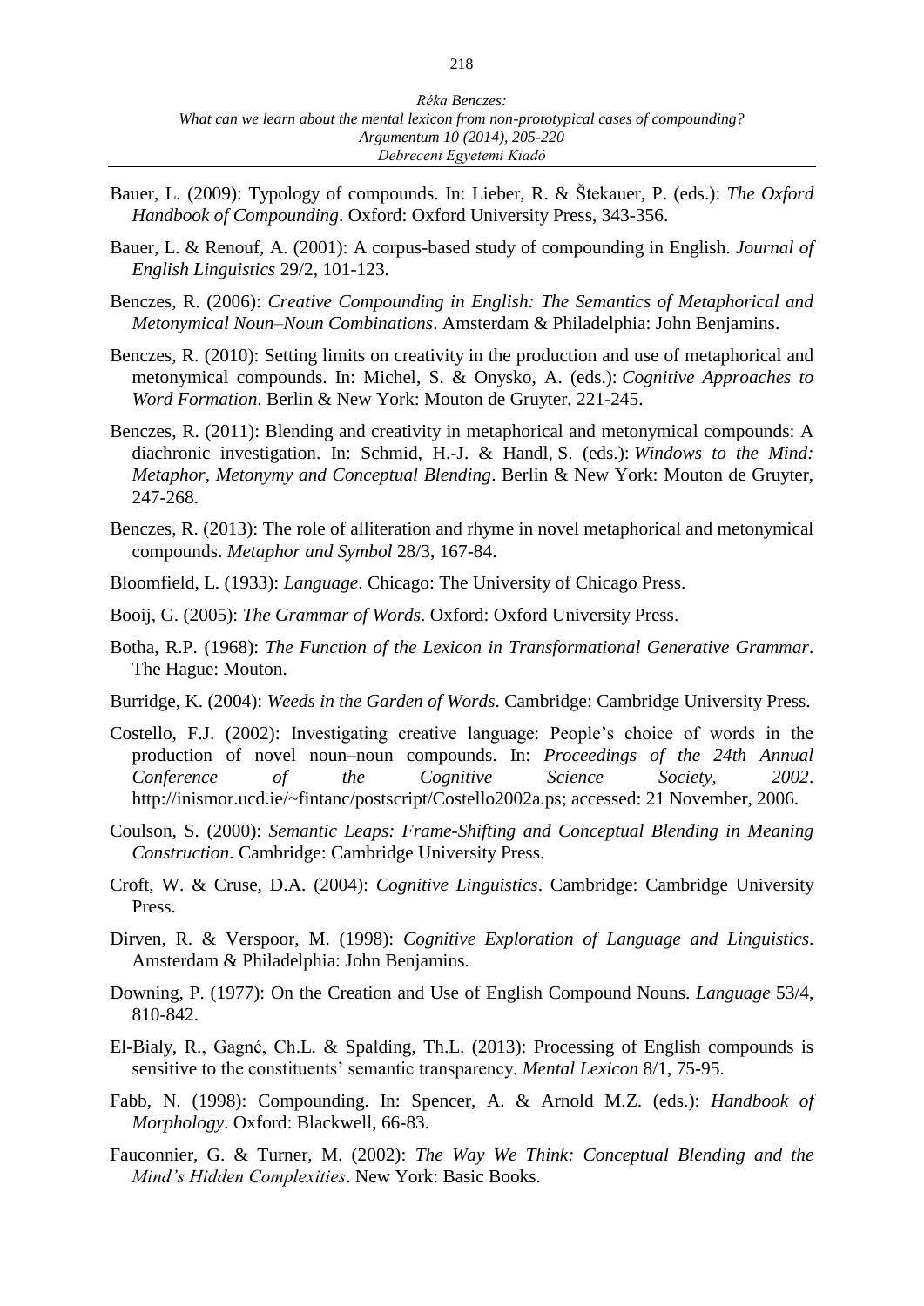Bauer, L. (2009): Typology of compounds. In: Lieber, R. & Štekauer, P. (eds.): *The Oxford Handbook of Compounding*. Oxford: Oxford University Press, 343-356.

Bauer, L. & Renouf, A. (2001): A corpus-based study of compounding in English. *Journal of English Linguistics* 29/2, 101-123.

Benczes, R. (2006): *Creative Compounding in English: The Semantics of Metaphorical and Metonymical Noun–Noun Combinations*. Amsterdam & Philadelphia: John Benjamins.

Benczes, R. (2010): Setting limits on creativity in the production and use of metaphorical and metonymical compounds. In: Michel, S. & Onysko, A. (eds.): *Cognitive Approaches to Word Formation*. Berlin & New York: Mouton de Gruyter, 221-245.

Benczes, R. (2011): Blending and creativity in metaphorical and metonymical compounds: A diachronic investigation. In: Schmid, H.-J. & Handl, S. (eds.): *Windows to the Mind: Metaphor, Metonymy and Conceptual Blending*. Berlin & New York: Mouton de Gruyter, 247-268.

Benczes, R. (2013): The role of alliteration and rhyme in novel metaphorical and metonymical compounds. *Metaphor and Symbol* 28/3, 167-84.

Bloomfield, L. (1933): *Language*. Chicago: The University of Chicago Press.

Booij, G. (2005): *The Grammar of Words*. Oxford: Oxford University Press.

Botha, R.P. (1968): *The Function of the Lexicon in Transformational Generative Grammar*. The Hague: Mouton.

Burridge, K. (2004): *Weeds in the Garden of Words*. Cambridge: Cambridge University Press.

Costello, F.J. (2002): Investigating creative language: People's choice of words in the production of novel noun–noun compounds. In: *Proceedings of the 24th Annual Conference of the Cognitive Science Society, 2002*. http://inismor.ucd.ie/~fintanc/postscript/Costello2002a.ps; accessed: 21 November, 2006.

Coulson, S. (2000): *Semantic Leaps: Frame-Shifting and Conceptual Blending in Meaning Construction*. Cambridge: Cambridge University Press.

Croft, W. & Cruse, D.A. (2004): *Cognitive Linguistics*. Cambridge: Cambridge University Press.

Dirven, R. & Verspoor, M. (1998): *Cognitive Exploration of Language and Linguistics*. Amsterdam & Philadelphia: John Benjamins.

Downing, P. (1977): On the Creation and Use of English Compound Nouns. *Language* 53/4, 810-842.

El-Bialy, R., Gagné, Ch.L. & Spalding, Th.L. (2013): Processing of English compounds is sensitive to the constituents' semantic transparency. *Mental Lexicon* 8/1, 75-95.

Fabb, N. (1998): Compounding. In: Spencer, A. & Arnold M.Z. (eds.): *Handbook of Morphology*. Oxford: Blackwell, 66-83.

Fauconnier, G. & Turner, M. (2002): *The Way We Think: Conceptual Blending and the Mind's Hidden Complexities*. New York: Basic Books.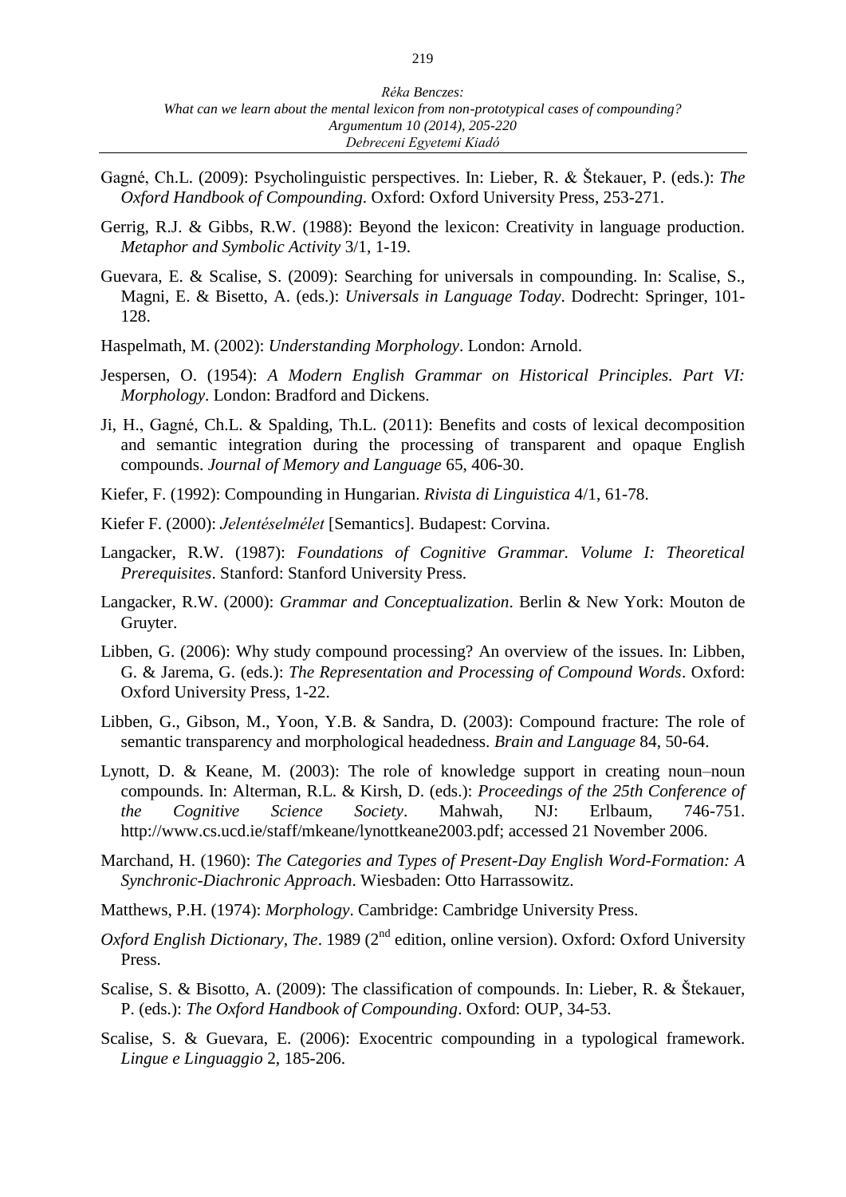Gagné, Ch.L. (2009): Psycholinguistic perspectives. In: Lieber, R. & Štekauer, P. (eds.): *The Oxford Handbook of Compounding*. Oxford: Oxford University Press, 253-271.

Gerrig, R.J. & Gibbs, R.W. (1988): Beyond the lexicon: Creativity in language production. *Metaphor and Symbolic Activity* 3/1, 1-19.

Guevara, E. & Scalise, S. (2009): Searching for universals in compounding. In: Scalise, S., Magni, E. & Bisetto, A. (eds.): *Universals in Language Today*. Dodrecht: Springer, 101-128.

Haspelmath, M. (2002): *Understanding Morphology*. London: Arnold.

Jespersen, O. (1954): *A Modern English Grammar on Historical Principles. Part VI: Morphology*. London: Bradford and Dickens.

Ji, H., Gagné, Ch.L. & Spalding, Th.L. (2011): Benefits and costs of lexical decomposition and semantic integration during the processing of transparent and opaque English compounds. *Journal of Memory and Language* 65, 406-30.

Kiefer, F. (1992): Compounding in Hungarian. *Rivista di Linguistica* 4/1, 61-78.

Kiefer F. (2000): *Jelentéselmélet* [Semantics]. Budapest: Corvina.

Langacker, R.W. (1987): *Foundations of Cognitive Grammar. Volume I: Theoretical Prerequisites*. Stanford: Stanford University Press.

Langacker, R.W. (2000): *Grammar and Conceptualization*. Berlin & New York: Mouton de Gruyter.

Libben, G. (2006): Why study compound processing? An overview of the issues. In: Libben, G. & Jarema, G. (eds.): *The Representation and Processing of Compound Words*. Oxford: Oxford University Press, 1-22.

Libben, G., Gibson, M., Yoon, Y.B. & Sandra, D. (2003): Compound fracture: The role of semantic transparency and morphological headedness. *Brain and Language* 84, 50-64.

Lynott, D. & Keane, M. (2003): The role of knowledge support in creating noun–noun compounds. In: Alterman, R.L. & Kirsh, D. (eds.): *Proceedings of the 25th Conference of the Cognitive Science Society*. Mahwah, NJ: Erlbaum, 746-751. http://www.cs.ucd.ie/staff/mkeane/lynottkeane2003.pdf; accessed 21 November 2006.

Marchand, H. (1960): *The Categories and Types of Present-Day English Word-Formation: A Synchronic-Diachronic Approach*. Wiesbaden: Otto Harrassowitz.

Matthews, P.H. (1974): *Morphology*. Cambridge: Cambridge University Press.

*Oxford English Dictionary, The*. 1989 (2nd edition, online version). Oxford: Oxford University Press.

Scalise, S. & Bisotto, A. (2009): The classification of compounds. In: Lieber, R. & Štekauer, P. (eds.): *The Oxford Handbook of Compounding*. Oxford: OUP, 34-53.

Scalise, S. & Guevara, E. (2006): Exocentric compounding in a typological framework. *Lingue e Linguaggio* 2, 185-206.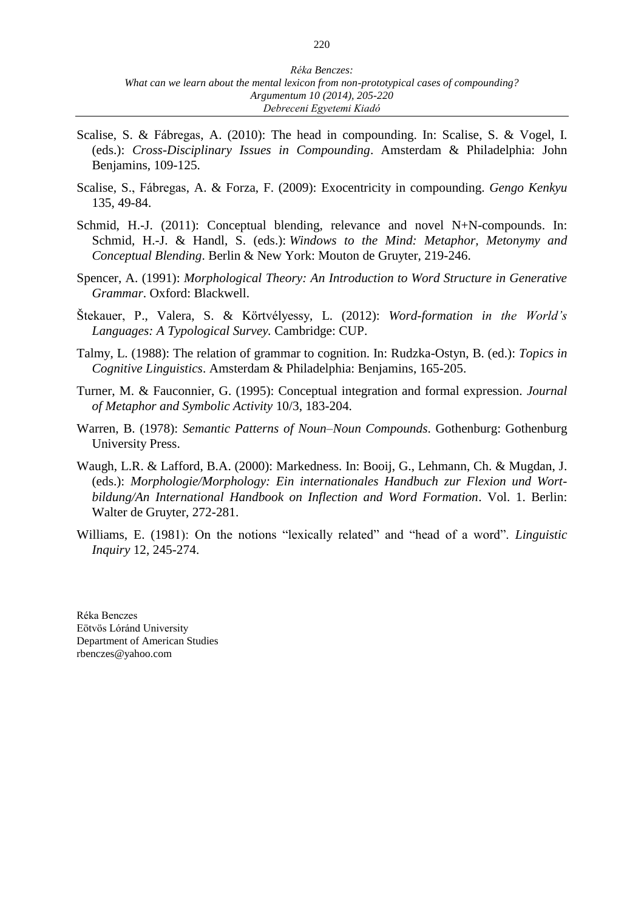Scalise, S. & Fábregas, A. (2010): The head in compounding. In: Scalise, S. & Vogel, I. (eds.): *Cross-Disciplinary Issues in Compounding*. Amsterdam & Philadelphia: John Benjamins, 109-125.

Scalise, S., Fábregas, A. & Forza, F. (2009): Exocentricity in compounding. *Gengo Kenkyu* 135, 49-84.

Schmid, H.-J. (2011): Conceptual blending, relevance and novel N+N-compounds. In: Schmid, H.-J. & Handl, S. (eds.): *Windows to the Mind: Metaphor, Metonymy and Conceptual Blending*. Berlin & New York: Mouton de Gruyter, 219-246.

Spencer, A. (1991): *Morphological Theory: An Introduction to Word Structure in Generative Grammar*. Oxford: Blackwell.

Štekauer, P., Valera, S. & Körtvélyessy, L. (2012): *Word-formation in the World's Languages: A Typological Survey.* Cambridge: CUP.

Talmy, L. (1988): The relation of grammar to cognition. In: Rudzka-Ostyn, B. (ed.): *Topics in Cognitive Linguistics*. Amsterdam & Philadelphia: Benjamins, 165-205.

Turner, M. & Fauconnier, G. (1995): Conceptual integration and formal expression. *Journal of Metaphor and Symbolic Activity* 10/3, 183-204.

Warren, B. (1978): *Semantic Patterns of Noun–Noun Compounds*. Gothenburg: Gothenburg University Press.

Waugh, L.R. & Lafford, B.A. (2000): Markedness. In: Booij, G., Lehmann, Ch. & Mugdan, J. (eds.): *Morphologie/Morphology: Ein internationales Handbuch zur Flexion und Wortbildung/An International Handbook on Inflection and Word Formation*. Vol. 1. Berlin: Walter de Gruyter, 272-281.

Williams, E. (1981): On the notions "lexically related" and "head of a word". *Linguistic Inquiry* 12, 245-274.

Réka Benczes
Eötvös Lóránd University
Department of American Studies
rbenczes@yahoo.com